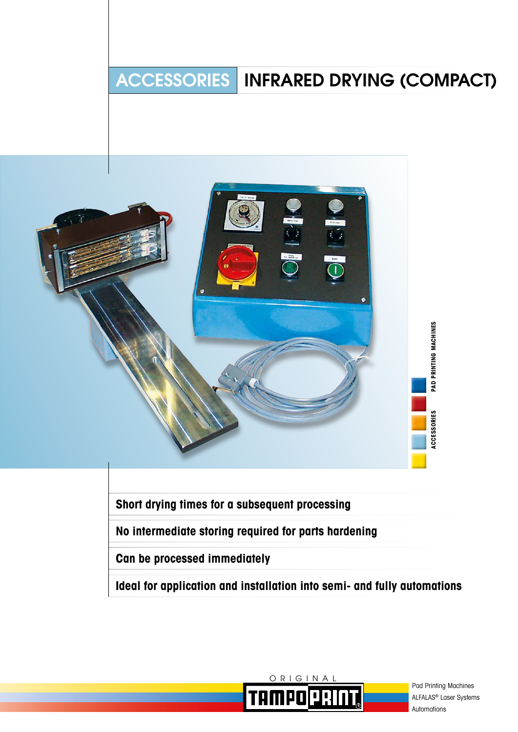# ACCESSORIES | INFRARED DRYING (COMPACT)

PAD PRINTING MACHINES

ACCESSORIES

**Short drying times for a subsequent processing**

**No intermediate storing required for parts hardening**

**Can be processed immediately**

**Ideal for application and installation into semi- and fully automations**

ORIGINAL TAMPOPRINT®

Pad Printing Machines
ALFALAS® Laser Systems
Automations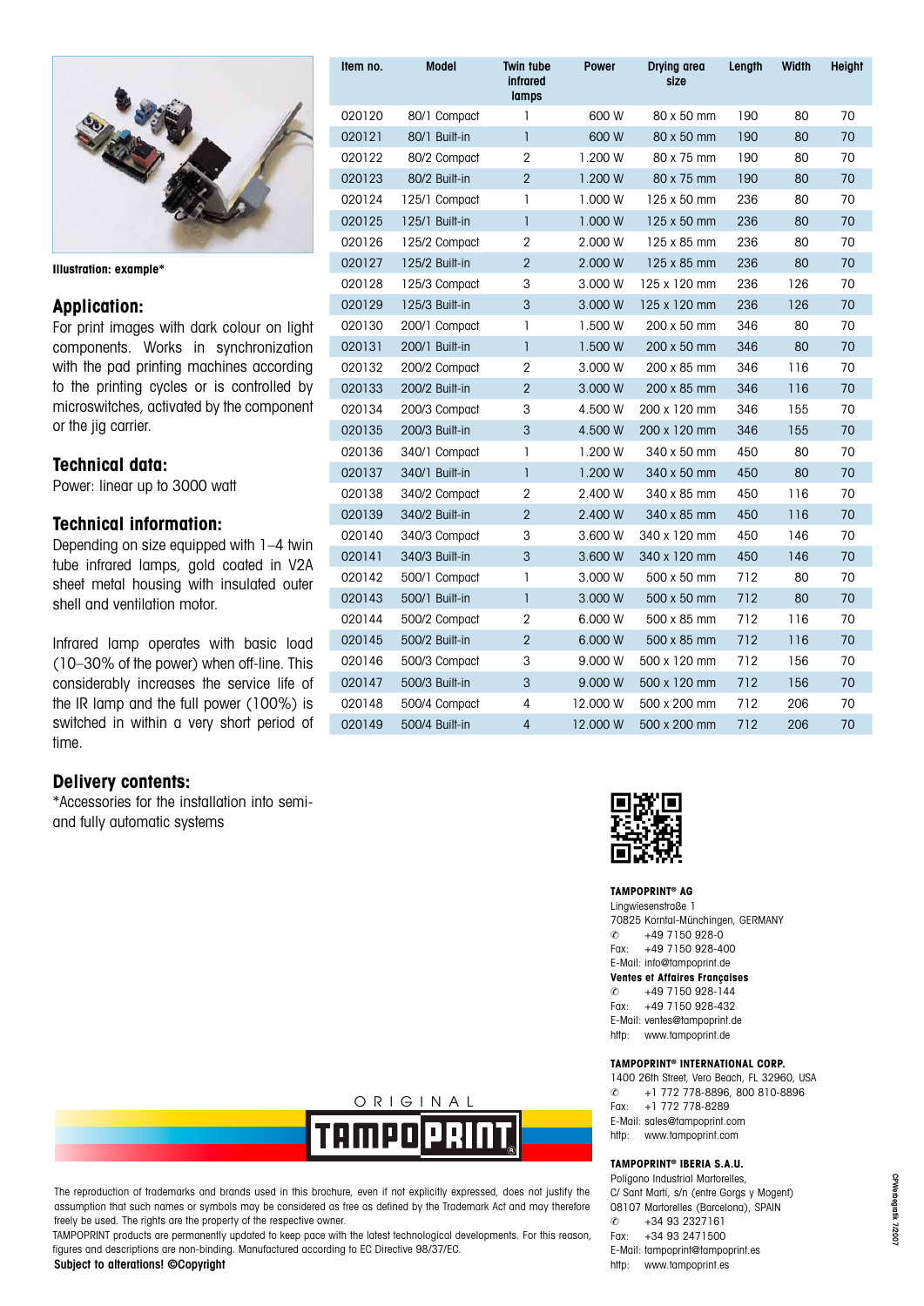Illustration: example*

## Application:

For print images with dark colour on light components. Works in synchronization with the pad printing machines according to the printing cycles or is controlled by microswitches, activated by the component or the jig carrier.

## Technical data:

Power: linear up to 3000 watt

## Technical information:

Depending on size equipped with 1–4 twin tube infrared lamps, gold coated in V2A sheet metal housing with insulated outer shell and ventilation motor.

Infrared lamp operates with basic load (10–30% of the power) when off-line. This considerably increases the service life of the IR lamp and the full power (100%) is switched in within a very short period of time.

## Delivery contents:

*Accessories for the installation into semi- and fully automatic systems

| Item no. | Model | Twin tube infrared lamps | Power | Drying area size | Length | Width | Height |
|---|---|---|---|---|---|---|---|
| 020120 | 80/1 Compact | 1 | 600 W | 80 x 50 mm | 190 | 80 | 70 |
| 020121 | 80/1 Built-in | 1 | 600 W | 80 x 50 mm | 190 | 80 | 70 |
| 020122 | 80/2 Compact | 2 | 1.200 W | 80 x 75 mm | 190 | 80 | 70 |
| 020123 | 80/2 Built-in | 2 | 1.200 W | 80 x 75 mm | 190 | 80 | 70 |
| 020124 | 125/1 Compact | 1 | 1.000 W | 125 x 50 mm | 236 | 80 | 70 |
| 020125 | 125/1 Built-in | 1 | 1.000 W | 125 x 50 mm | 236 | 80 | 70 |
| 020126 | 125/2 Compact | 2 | 2.000 W | 125 x 85 mm | 236 | 80 | 70 |
| 020127 | 125/2 Built-in | 2 | 2.000 W | 125 x 85 mm | 236 | 80 | 70 |
| 020128 | 125/3 Compact | 3 | 3.000 W | 125 x 120 mm | 236 | 126 | 70 |
| 020129 | 125/3 Built-in | 3 | 3.000 W | 125 x 120 mm | 236 | 126 | 70 |
| 020130 | 200/1 Compact | 1 | 1.500 W | 200 x 50 mm | 346 | 80 | 70 |
| 020131 | 200/1 Built-in | 1 | 1.500 W | 200 x 50 mm | 346 | 80 | 70 |
| 020132 | 200/2 Compact | 2 | 3.000 W | 200 x 85 mm | 346 | 116 | 70 |
| 020133 | 200/2 Built-in | 2 | 3.000 W | 200 x 85 mm | 346 | 116 | 70 |
| 020134 | 200/3 Compact | 3 | 4.500 W | 200 x 120 mm | 346 | 155 | 70 |
| 020135 | 200/3 Built-in | 3 | 4.500 W | 200 x 120 mm | 346 | 155 | 70 |
| 020136 | 340/1 Compact | 1 | 1.200 W | 340 x 50 mm | 450 | 80 | 70 |
| 020137 | 340/1 Built-in | 1 | 1.200 W | 340 x 50 mm | 450 | 80 | 70 |
| 020138 | 340/2 Compact | 2 | 2.400 W | 340 x 85 mm | 450 | 116 | 70 |
| 020139 | 340/2 Built-in | 2 | 2.400 W | 340 x 85 mm | 450 | 116 | 70 |
| 020140 | 340/3 Compact | 3 | 3.600 W | 340 x 120 mm | 450 | 146 | 70 |
| 020141 | 340/3 Built-in | 3 | 3.600 W | 340 x 120 mm | 450 | 146 | 70 |
| 020142 | 500/1 Compact | 1 | 3.000 W | 500 x 50 mm | 712 | 80 | 70 |
| 020143 | 500/1 Built-in | 1 | 3.000 W | 500 x 50 mm | 712 | 80 | 70 |
| 020144 | 500/2 Compact | 2 | 6.000 W | 500 x 85 mm | 712 | 116 | 70 |
| 020145 | 500/2 Built-in | 2 | 6.000 W | 500 x 85 mm | 712 | 116 | 70 |
| 020146 | 500/3 Compact | 3 | 9.000 W | 500 x 120 mm | 712 | 156 | 70 |
| 020147 | 500/3 Built-in | 3 | 9.000 W | 500 x 120 mm | 712 | 156 | 70 |
| 020148 | 500/4 Compact | 4 | 12.000 W | 500 x 200 mm | 712 | 206 | 70 |
| 020149 | 500/4 Built-in | 4 | 12.000 W | 500 x 200 mm | 712 | 206 | 70 |

ORIGINAL TAMPOPRINT®

The reproduction of trademarks and brands used in this brochure, even if not explicitly expressed, does not justify the assumption that such names or symbols may be considered as free as defined by the Trademark Act and may therefore freely be used. The rights are the property of the respective owner.
TAMPOPRINT products are permanently updated to keep pace with the latest technological developments. For this reason, figures and descriptions are non-binding. Manufactured according to EC Directive 98/37/EC.
**Subject to alterations! ©Copyright**

**TAMPOPRINT® AG**
Lingwiesenstraße 1
70825 Korntal-Münchingen, GERMANY
✆ +49 7150 928-0
Fax: +49 7150 928-400
E-Mail: info@tampoprint.de
**Ventes et Affaires Françaises**
✆ +49 7150 928-144
Fax: +49 7150 928-432
E-Mail: ventes@tampoprint.de
http: www.tampoprint.de

**TAMPOPRINT® INTERNATIONAL CORP.**
1400 26th Street, Vero Beach, FL 32960, USA
✆ +1 772 778-8896, 800 810-8896
Fax: +1 772 778-8289
E-Mail: sales@tampoprint.com
http: www.tampoprint.com

**TAMPOPRINT® IBERIA S.A.U.**
Polígono Industrial Martorelles,
C/ Sant Martí, s/n (entre Gorgs y Mogent)
08107 Martorelles (Barcelona), SPAIN
✆ +34 93 2327161
Fax: +34 93 2471500
E-Mail: tampoprint@tampoprint.es
http: www.tampoprint.es

CPWerbegrafik 7/2007